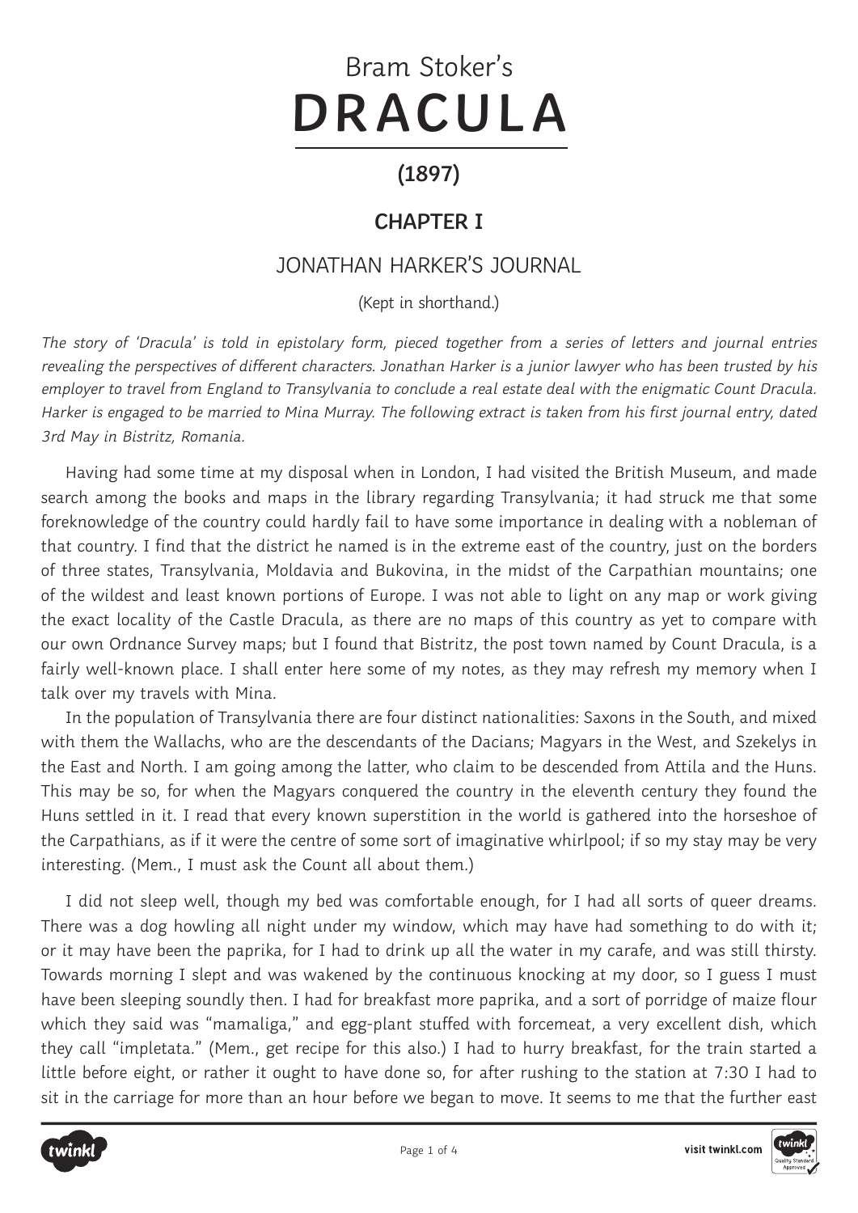# Bram Stoker's DRACULA

## (1897)

## CHAPTER I

### JONATHAN HARKER'S JOURNAL

(Kept in shorthand.)

*The story of 'Dracula' is told in epistolary form, pieced together from a series of letters and journal entries revealing the perspectives of different characters. Jonathan Harker is a junior lawyer who has been trusted by his employer to travel from England to Transylvania to conclude a real estate deal with the enigmatic Count Dracula. Harker is engaged to be married to Mina Murray. The following extract is taken from his first journal entry, dated 3rd May in Bistritz, Romania.*

Having had some time at my disposal when in London, I had visited the British Museum, and made search among the books and maps in the library regarding Transylvania; it had struck me that some foreknowledge of the country could hardly fail to have some importance in dealing with a nobleman of that country. I find that the district he named is in the extreme east of the country, just on the borders of three states, Transylvania, Moldavia and Bukovina, in the midst of the Carpathian mountains; one of the wildest and least known portions of Europe. I was not able to light on any map or work giving the exact locality of the Castle Dracula, as there are no maps of this country as yet to compare with our own Ordnance Survey maps; but I found that Bistritz, the post town named by Count Dracula, is a fairly well-known place. I shall enter here some of my notes, as they may refresh my memory when I talk over my travels with Mina.

In the population of Transylvania there are four distinct nationalities: Saxons in the South, and mixed with them the Wallachs, who are the descendants of the Dacians; Magyars in the West, and Szekelys in the East and North. I am going among the latter, who claim to be descended from Attila and the Huns. This may be so, for when the Magyars conquered the country in the eleventh century they found the Huns settled in it. I read that every known superstition in the world is gathered into the horseshoe of the Carpathians, as if it were the centre of some sort of imaginative whirlpool; if so my stay may be very interesting. (Mem., I must ask the Count all about them.)

I did not sleep well, though my bed was comfortable enough, for I had all sorts of queer dreams. There was a dog howling all night under my window, which may have had something to do with it; or it may have been the paprika, for I had to drink up all the water in my carafe, and was still thirsty. Towards morning I slept and was wakened by the continuous knocking at my door, so I guess I must have been sleeping soundly then. I had for breakfast more paprika, and a sort of porridge of maize flour which they said was "mamaliga," and egg-plant stuffed with forcemeat, a very excellent dish, which they call "impletata." (Mem., get recipe for this also.) I had to hurry breakfast, for the train started a little before eight, or rather it ought to have done so, for after rushing to the station at 7:30 I had to sit in the carriage for more than an hour before we began to move. It seems to me that the further east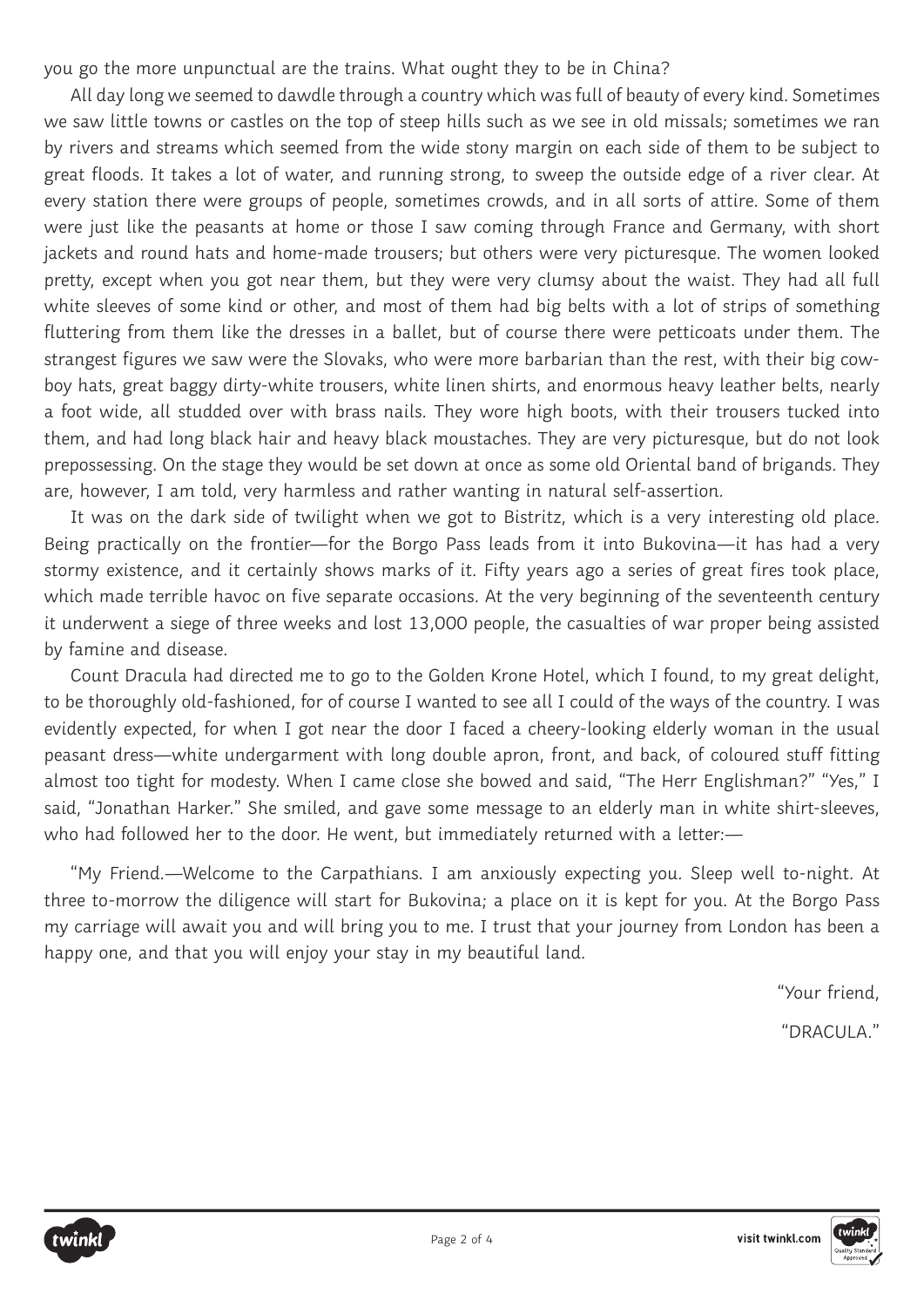you go the more unpunctual are the trains. What ought they to be in China?

All day long we seemed to dawdle through a country which was full of beauty of every kind. Sometimes we saw little towns or castles on the top of steep hills such as we see in old missals; sometimes we ran by rivers and streams which seemed from the wide stony margin on each side of them to be subject to great floods. It takes a lot of water, and running strong, to sweep the outside edge of a river clear. At every station there were groups of people, sometimes crowds, and in all sorts of attire. Some of them were just like the peasants at home or those I saw coming through France and Germany, with short jackets and round hats and home-made trousers; but others were very picturesque. The women looked pretty, except when you got near them, but they were very clumsy about the waist. They had all full white sleeves of some kind or other, and most of them had big belts with a lot of strips of something fluttering from them like the dresses in a ballet, but of course there were petticoats under them. The strangest figures we saw were the Slovaks, who were more barbarian than the rest, with their big cow-boy hats, great baggy dirty-white trousers, white linen shirts, and enormous heavy leather belts, nearly a foot wide, all studded over with brass nails. They wore high boots, with their trousers tucked into them, and had long black hair and heavy black moustaches. They are very picturesque, but do not look prepossessing. On the stage they would be set down at once as some old Oriental band of brigands. They are, however, I am told, very harmless and rather wanting in natural self-assertion.

It was on the dark side of twilight when we got to Bistritz, which is a very interesting old place. Being practically on the frontier—for the Borgo Pass leads from it into Bukovina—it has had a very stormy existence, and it certainly shows marks of it. Fifty years ago a series of great fires took place, which made terrible havoc on five separate occasions. At the very beginning of the seventeenth century it underwent a siege of three weeks and lost 13,000 people, the casualties of war proper being assisted by famine and disease.

Count Dracula had directed me to go to the Golden Krone Hotel, which I found, to my great delight, to be thoroughly old-fashioned, for of course I wanted to see all I could of the ways of the country. I was evidently expected, for when I got near the door I faced a cheery-looking elderly woman in the usual peasant dress—white undergarment with long double apron, front, and back, of coloured stuff fitting almost too tight for modesty. When I came close she bowed and said, "The Herr Englishman?" "Yes," I said, "Jonathan Harker." She smiled, and gave some message to an elderly man in white shirt-sleeves, who had followed her to the door. He went, but immediately returned with a letter:—

"My Friend.—Welcome to the Carpathians. I am anxiously expecting you. Sleep well to-night. At three to-morrow the diligence will start for Bukovina; a place on it is kept for you. At the Borgo Pass my carriage will await you and will bring you to me. I trust that your journey from London has been a happy one, and that you will enjoy your stay in my beautiful land.

"Your friend,

"DRACULA."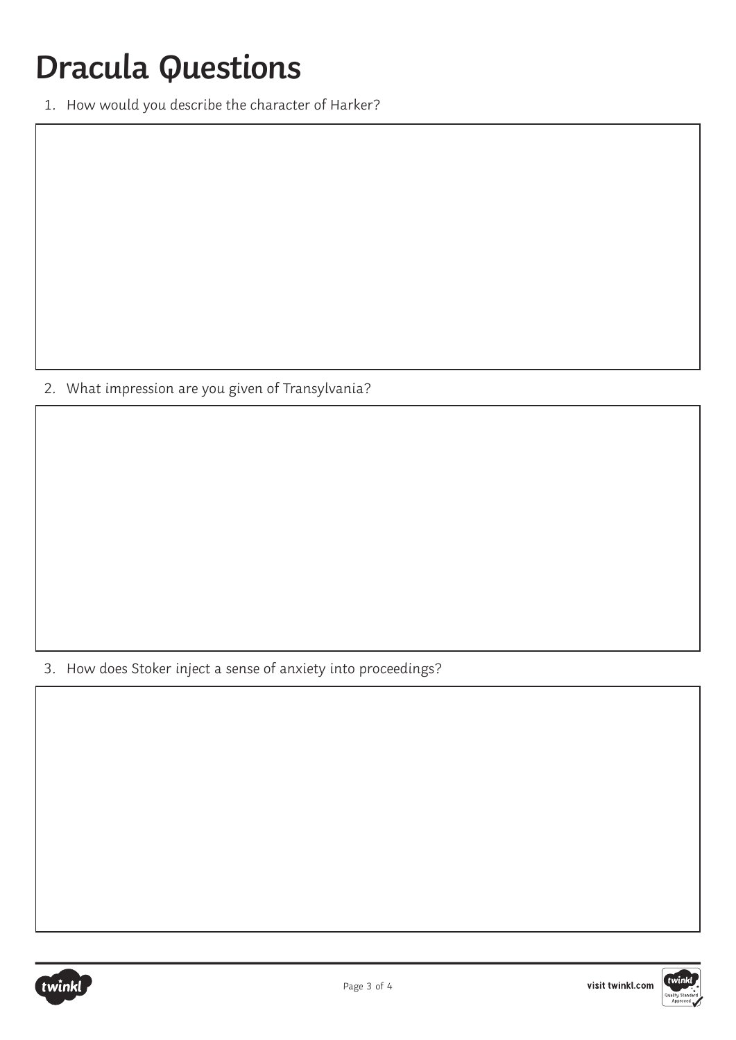# Dracula Questions

1. How would you describe the character of Harker?

2. What impression are you given of Transylvania?

3. How does Stoker inject a sense of anxiety into proceedings?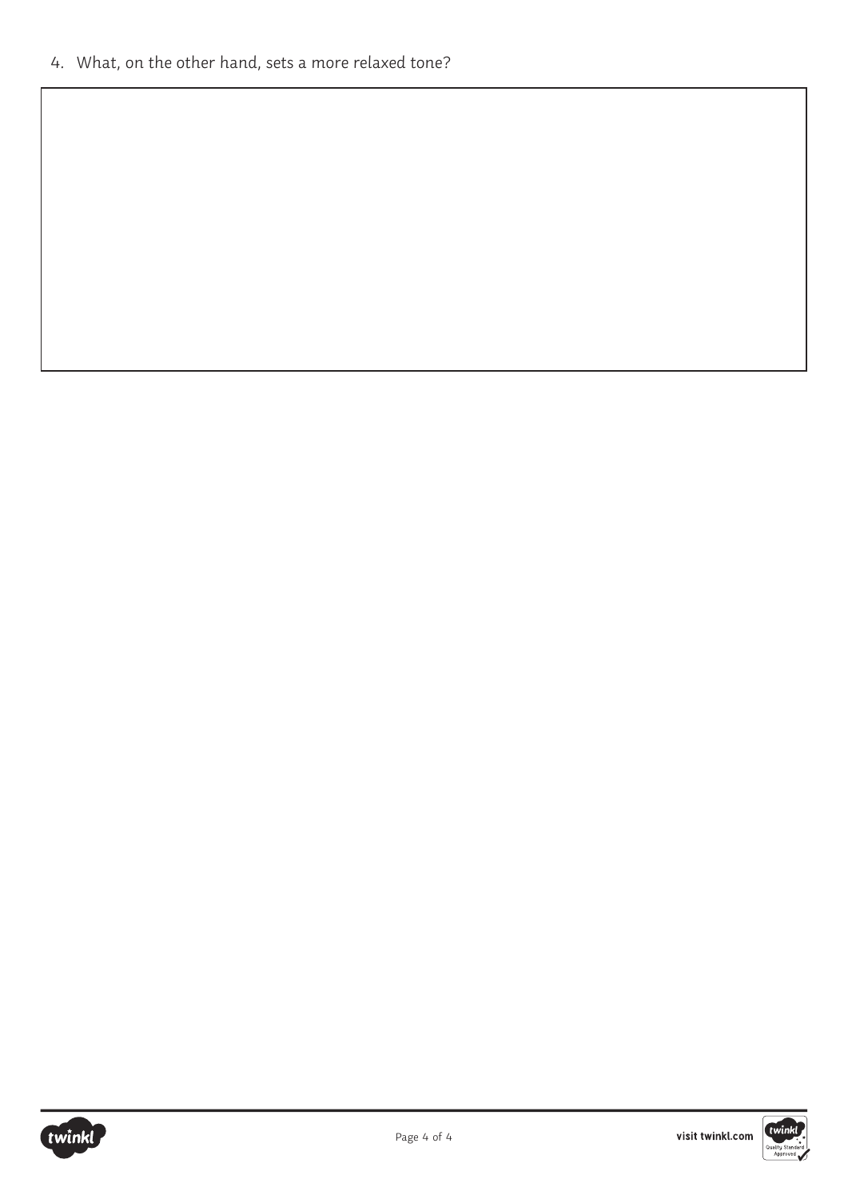4. What, on the other hand, sets a more relaxed tone?